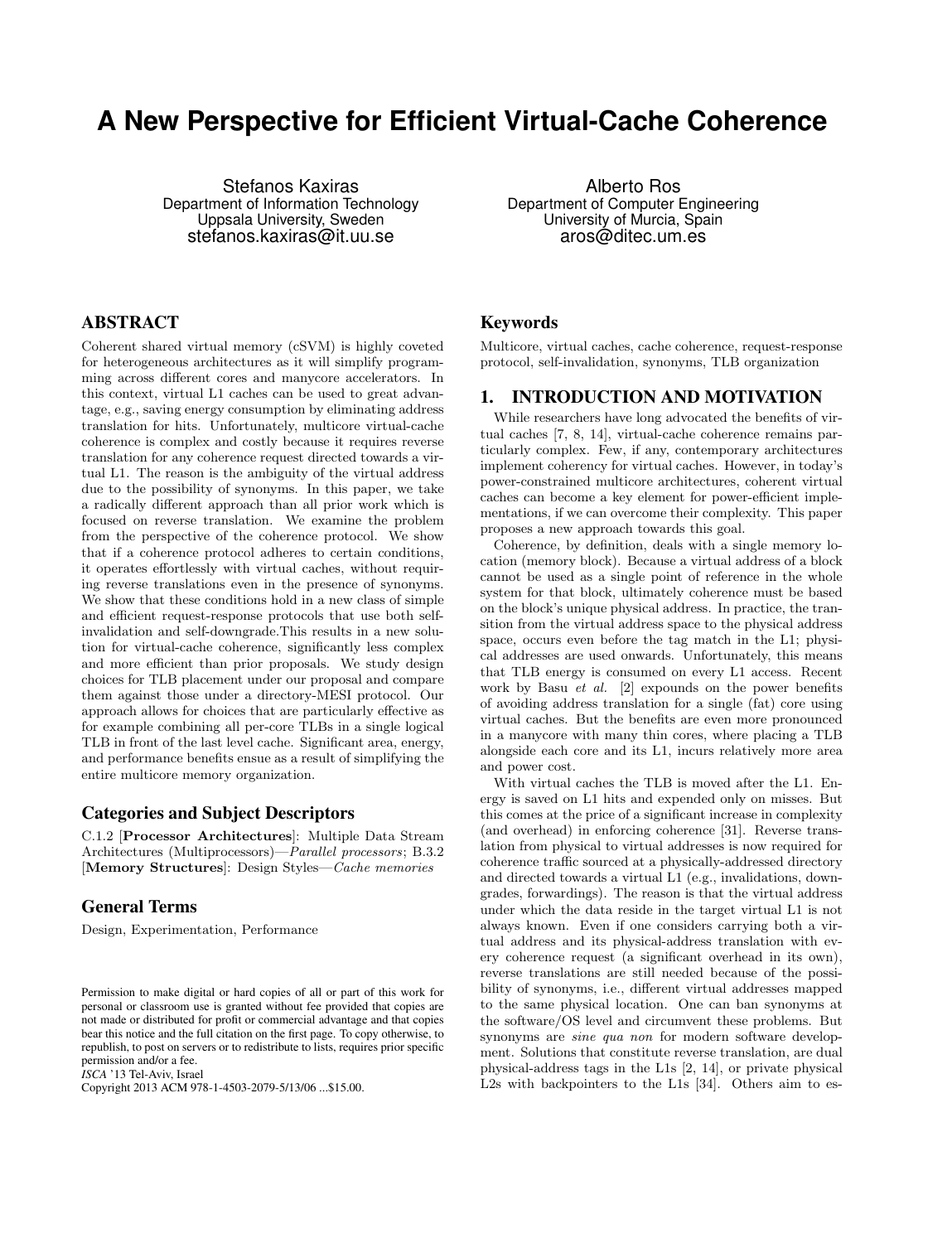# A New Perspective for Efficient Virtual-Cache Coherence

Stefanos Kaxiras
Department of Information Technology
Uppsala University, Sweden
stefanos.kaxiras@it.uu.se

Alberto Ros
Department of Computer Engineering
University of Murcia, Spain
aros@ditec.um.es

## ABSTRACT

Coherent shared virtual memory (cSVM) is highly coveted for heterogeneous architectures as it will simplify programming across different cores and manycore accelerators. In this context, virtual L1 caches can be used to great advantage, e.g., saving energy consumption by eliminating address translation for hits. Unfortunately, multicore virtual-cache coherence is complex and costly because it requires reverse translation for any coherence request directed towards a virtual L1. The reason is the ambiguity of the virtual address due to the possibility of synonyms. In this paper, we take a radically different approach than all prior work which is focused on reverse translation. We examine the problem from the perspective of the coherence protocol. We show that if a coherence protocol adheres to certain conditions, it operates effortlessly with virtual caches, without requiring reverse translations even in the presence of synonyms. We show that these conditions hold in a new class of simple and efficient request-response protocols that use both self-invalidation and self-downgrade.This results in a new solution for virtual-cache coherence, significantly less complex and more efficient than prior proposals. We study design choices for TLB placement under our proposal and compare them against those under a directory-MESI protocol. Our approach allows for choices that are particularly effective as for example combining all per-core TLBs in a single logical TLB in front of the last level cache. Significant area, energy, and performance benefits ensue as a result of simplifying the entire multicore memory organization.

### Categories and Subject Descriptors

C.1.2 [**Processor Architectures**]: Multiple Data Stream Architectures (Multiprocessors)—*Parallel processors*; B.3.2 [**Memory Structures**]: Design Styles—*Cache memories*

### General Terms

Design, Experimentation, Performance

Permission to make digital or hard copies of all or part of this work for personal or classroom use is granted without fee provided that copies are not made or distributed for profit or commercial advantage and that copies bear this notice and the full citation on the first page. To copy otherwise, to republish, to post on servers or to redistribute to lists, requires prior specific permission and/or a fee.
*ISCA* '13 Tel-Aviv, Israel
Copyright 2013 ACM 978-1-4503-2079-5/13/06 ...$15.00.

### Keywords

Multicore, virtual caches, cache coherence, request-response protocol, self-invalidation, synonyms, TLB organization

## 1. INTRODUCTION AND MOTIVATION

While researchers have long advocated the benefits of virtual caches [7, 8, 14], virtual-cache coherence remains particularly complex. Few, if any, contemporary architectures implement coherency for virtual caches. However, in today's power-constrained multicore architectures, coherent virtual caches can become a key element for power-efficient implementations, if we can overcome their complexity. This paper proposes a new approach towards this goal.

Coherence, by definition, deals with a single memory location (memory block). Because a virtual address of a block cannot be used as a single point of reference in the whole system for that block, ultimately coherence must be based on the block's unique physical address. In practice, the transition from the virtual address space to the physical address space, occurs even before the tag match in the L1; physical addresses are used onwards. Unfortunately, this means that TLB energy is consumed on every L1 access. Recent work by Basu *et al.* [2] expounds on the power benefits of avoiding address translation for a single (fat) core using virtual caches. But the benefits are even more pronounced in a manycore with many thin cores, where placing a TLB alongside each core and its L1, incurs relatively more area and power cost.

With virtual caches the TLB is moved after the L1. Energy is saved on L1 hits and expended only on misses. But this comes at the price of a significant increase in complexity (and overhead) in enforcing coherence [31]. Reverse translation from physical to virtual addresses is now required for coherence traffic sourced at a physically-addressed directory and directed towards a virtual L1 (e.g., invalidations, downgrades, forwardings). The reason is that the virtual address under which the data reside in the target virtual L1 is not always known. Even if one considers carrying both a virtual address and its physical-address translation with every coherence request (a significant overhead in its own), reverse translations are still needed because of the possibility of synonyms, i.e., different virtual addresses mapped to the same physical location. One can ban synonyms at the software/OS level and circumvent these problems. But synonyms are *sine qua non* for modern software development. Solutions that constitute reverse translation, are dual physical-address tags in the L1s [2, 14], or private physical L2s with backpointers to the L1s [34]. Others aim to es-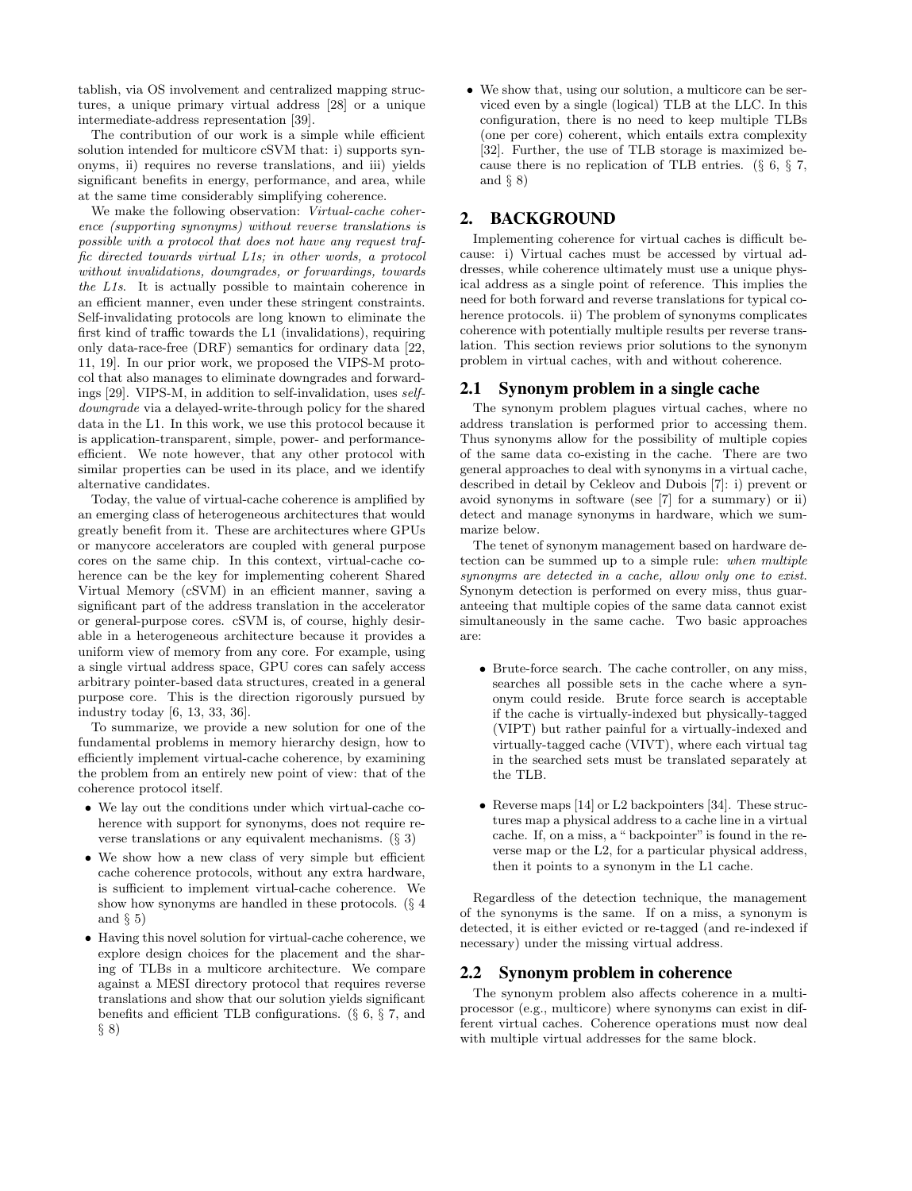tablish, via OS involvement and centralized mapping structures, a unique primary virtual address [28] or a unique intermediate-address representation [39].

The contribution of our work is a simple while efficient solution intended for multicore cSVM that: i) supports synonyms, ii) requires no reverse translations, and iii) yields significant benefits in energy, performance, and area, while at the same time considerably simplifying coherence.

We make the following observation: *Virtual-cache coherence (supporting synonyms) without reverse translations is possible with a protocol that does not have any request traffic directed towards virtual L1s; in other words, a protocol without invalidations, downgrades, or forwardings, towards the L1s*. It is actually possible to maintain coherence in an efficient manner, even under these stringent constraints. Self-invalidating protocols are long known to eliminate the first kind of traffic towards the L1 (invalidations), requiring only data-race-free (DRF) semantics for ordinary data [22, 11, 19]. In our prior work, we proposed the VIPS-M protocol that also manages to eliminate downgrades and forwardings [29]. VIPS-M, in addition to self-invalidation, uses *self-downgrade* via a delayed-write-through policy for the shared data in the L1. In this work, we use this protocol because it is application-transparent, simple, power- and performance-efficient. We note however, that any other protocol with similar properties can be used in its place, and we identify alternative candidates.

Today, the value of virtual-cache coherence is amplified by an emerging class of heterogeneous architectures that would greatly benefit from it. These are architectures where GPUs or manycore accelerators are coupled with general purpose cores on the same chip. In this context, virtual-cache coherence can be the key for implementing coherent Shared Virtual Memory (cSVM) in an efficient manner, saving a significant part of the address translation in the accelerator or general-purpose cores. cSVM is, of course, highly desirable in a heterogeneous architecture because it provides a uniform view of memory from any core. For example, using a single virtual address space, GPU cores can safely access arbitrary pointer-based data structures, created in a general purpose core. This is the direction rigorously pursued by industry today [6, 13, 33, 36].

To summarize, we provide a new solution for one of the fundamental problems in memory hierarchy design, how to efficiently implement virtual-cache coherence, by examining the problem from an entirely new point of view: that of the coherence protocol itself.

- We lay out the conditions under which virtual-cache coherence with support for synonyms, does not require reverse translations or any equivalent mechanisms. (§ 3)
- We show how a new class of very simple but efficient cache coherence protocols, without any extra hardware, is sufficient to implement virtual-cache coherence. We show how synonyms are handled in these protocols. (§ 4 and § 5)
- Having this novel solution for virtual-cache coherence, we explore design choices for the placement and the sharing of TLBs in a multicore architecture. We compare against a MESI directory protocol that requires reverse translations and show that our solution yields significant benefits and efficient TLB configurations. (§ 6, § 7, and § 8)
- We show that, using our solution, a multicore can be serviced even by a single (logical) TLB at the LLC. In this configuration, there is no need to keep multiple TLBs (one per core) coherent, which entails extra complexity [32]. Further, the use of TLB storage is maximized because there is no replication of TLB entries. (§ 6, § 7, and § 8)

## 2. BACKGROUND

Implementing coherence for virtual caches is difficult because: i) Virtual caches must be accessed by virtual addresses, while coherence ultimately must use a unique physical address as a single point of reference. This implies the need for both forward and reverse translations for typical coherence protocols. ii) The problem of synonyms complicates coherence with potentially multiple results per reverse translation. This section reviews prior solutions to the synonym problem in virtual caches, with and without coherence.

### 2.1 Synonym problem in a single cache

The synonym problem plagues virtual caches, where no address translation is performed prior to accessing them. Thus synonyms allow for the possibility of multiple copies of the same data co-existing in the cache. There are two general approaches to deal with synonyms in a virtual cache, described in detail by Cekleov and Dubois [7]: i) prevent or avoid synonyms in software (see [7] for a summary) or ii) detect and manage synonyms in hardware, which we summarize below.

The tenet of synonym management based on hardware detection can be summed up to a simple rule: *when multiple synonyms are detected in a cache, allow only one to exist.* Synonym detection is performed on every miss, thus guaranteeing that multiple copies of the same data cannot exist simultaneously in the same cache. Two basic approaches are:

- Brute-force search. The cache controller, on any miss, searches all possible sets in the cache where a synonym could reside. Brute force search is acceptable if the cache is virtually-indexed but physically-tagged (VIPT) but rather painful for a virtually-indexed and virtually-tagged cache (VIVT), where each virtual tag in the searched sets must be translated separately at the TLB.
- Reverse maps [14] or L2 backpointers [34]. These structures map a physical address to a cache line in a virtual cache. If, on a miss, a " backpointer" is found in the reverse map or the L2, for a particular physical address, then it points to a synonym in the L1 cache.

Regardless of the detection technique, the management of the synonyms is the same. If on a miss, a synonym is detected, it is either evicted or re-tagged (and re-indexed if necessary) under the missing virtual address.

### 2.2 Synonym problem in coherence

The synonym problem also affects coherence in a multiprocessor (e.g., multicore) where synonyms can exist in different virtual caches. Coherence operations must now deal with multiple virtual addresses for the same block.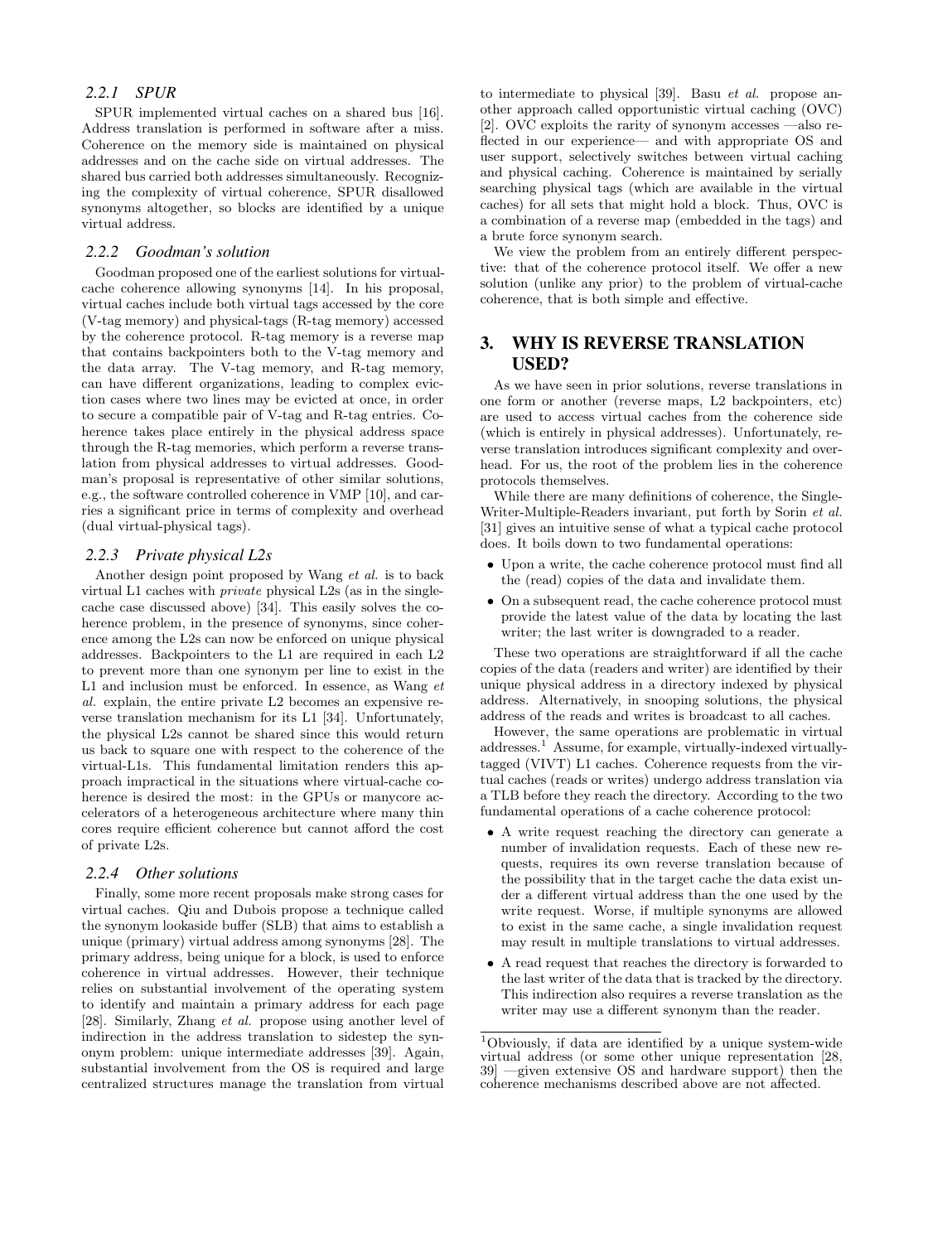### 2.2.1 *SPUR*

SPUR implemented virtual caches on a shared bus [16]. Address translation is performed in software after a miss. Coherence on the memory side is maintained on physical addresses and on the cache side on virtual addresses. The shared bus carried both addresses simultaneously. Recognizing the complexity of virtual coherence, SPUR disallowed synonyms altogether, so blocks are identified by a unique virtual address.

### 2.2.2 *Goodman's solution*

Goodman proposed one of the earliest solutions for virtual-cache coherence allowing synonyms [14]. In his proposal, virtual caches include both virtual tags accessed by the core (V-tag memory) and physical-tags (R-tag memory) accessed by the coherence protocol. R-tag memory is a reverse map that contains backpointers both to the V-tag memory and the data array. The V-tag memory, and R-tag memory, can have different organizations, leading to complex eviction cases where two lines may be evicted at once, in order to secure a compatible pair of V-tag and R-tag entries. Coherence takes place entirely in the physical address space through the R-tag memories, which perform a reverse translation from physical addresses to virtual addresses. Goodman's proposal is representative of other similar solutions, e.g., the software controlled coherence in VMP [10], and carries a significant price in terms of complexity and overhead (dual virtual-physical tags).

### 2.2.3 *Private physical L2s*

Another design point proposed by Wang *et al.* is to back virtual L1 caches with *private* physical L2s (as in the single-cache case discussed above) [34]. This easily solves the coherence problem, in the presence of synonyms, since coherence among the L2s can now be enforced on unique physical addresses. Backpointers to the L1 are required in each L2 to prevent more than one synonym per line to exist in the L1 and inclusion must be enforced. In essence, as Wang *et al.* explain, the entire private L2 becomes an expensive reverse translation mechanism for its L1 [34]. Unfortunately, the physical L2s cannot be shared since this would return us back to square one with respect to the coherence of the virtual-L1s. This fundamental limitation renders this approach impractical in the situations where virtual-cache coherence is desired the most: in the GPUs or manycore accelerators of a heterogeneous architecture where many thin cores require efficient coherence but cannot afford the cost of private L2s.

### 2.2.4 *Other solutions*

Finally, some more recent proposals make strong cases for virtual caches. Qiu and Dubois propose a technique called the synonym lookaside buffer (SLB) that aims to establish a unique (primary) virtual address among synonyms [28]. The primary address, being unique for a block, is used to enforce coherence in virtual addresses. However, their technique relies on substantial involvement of the operating system to identify and maintain a primary address for each page [28]. Similarly, Zhang *et al.* propose using another level of indirection in the address translation to sidestep the synonym problem: unique intermediate addresses [39]. Again, substantial involvement from the OS is required and large centralized structures manage the translation from virtual to intermediate to physical [39]. Basu *et al.* propose another approach called opportunistic virtual caching (OVC) [2]. OVC exploits the rarity of synonym accesses —also reflected in our experience— and with appropriate OS and user support, selectively switches between virtual caching and physical caching. Coherence is maintained by serially searching physical tags (which are available in the virtual caches) for all sets that might hold a block. Thus, OVC is a combination of a reverse map (embedded in the tags) and a brute force synonym search.

We view the problem from an entirely different perspective: that of the coherence protocol itself. We offer a new solution (unlike any prior) to the problem of virtual-cache coherence, that is both simple and effective.

## 3. WHY IS REVERSE TRANSLATION USED?

As we have seen in prior solutions, reverse translations in one form or another (reverse maps, L2 backpointers, etc) are used to access virtual caches from the coherence side (which is entirely in physical addresses). Unfortunately, reverse translation introduces significant complexity and overhead. For us, the root of the problem lies in the coherence protocols themselves.

While there are many definitions of coherence, the Single-Writer-Multiple-Readers invariant, put forth by Sorin *et al.* [31] gives an intuitive sense of what a typical cache protocol does. It boils down to two fundamental operations:

- Upon a write, the cache coherence protocol must find all the (read) copies of the data and invalidate them.
- On a subsequent read, the cache coherence protocol must provide the latest value of the data by locating the last writer; the last writer is downgraded to a reader.

These two operations are straightforward if all the cache copies of the data (readers and writer) are identified by their unique physical address in a directory indexed by physical address. Alternatively, in snooping solutions, the physical address of the reads and writes is broadcast to all caches.

However, the same operations are problematic in virtual addresses.[1] Assume, for example, virtually-indexed virtually-tagged (VIVT) L1 caches. Coherence requests from the virtual caches (reads or writes) undergo address translation via a TLB before they reach the directory. According to the two fundamental operations of a cache coherence protocol:

- A write request reaching the directory can generate a number of invalidation requests. Each of these new requests, requires its own reverse translation because of the possibility that in the target cache the data exist under a different virtual address than the one used by the write request. Worse, if multiple synonyms are allowed to exist in the same cache, a single invalidation request may result in multiple translations to virtual addresses.
- A read request that reaches the directory is forwarded to the last writer of the data that is tracked by the directory. This indirection also requires a reverse translation as the writer may use a different synonym than the reader.

[1] Obviously, if data are identified by a unique system-wide virtual address (or some other unique representation [28, 39] —given extensive OS and hardware support) then the coherence mechanisms described above are not affected.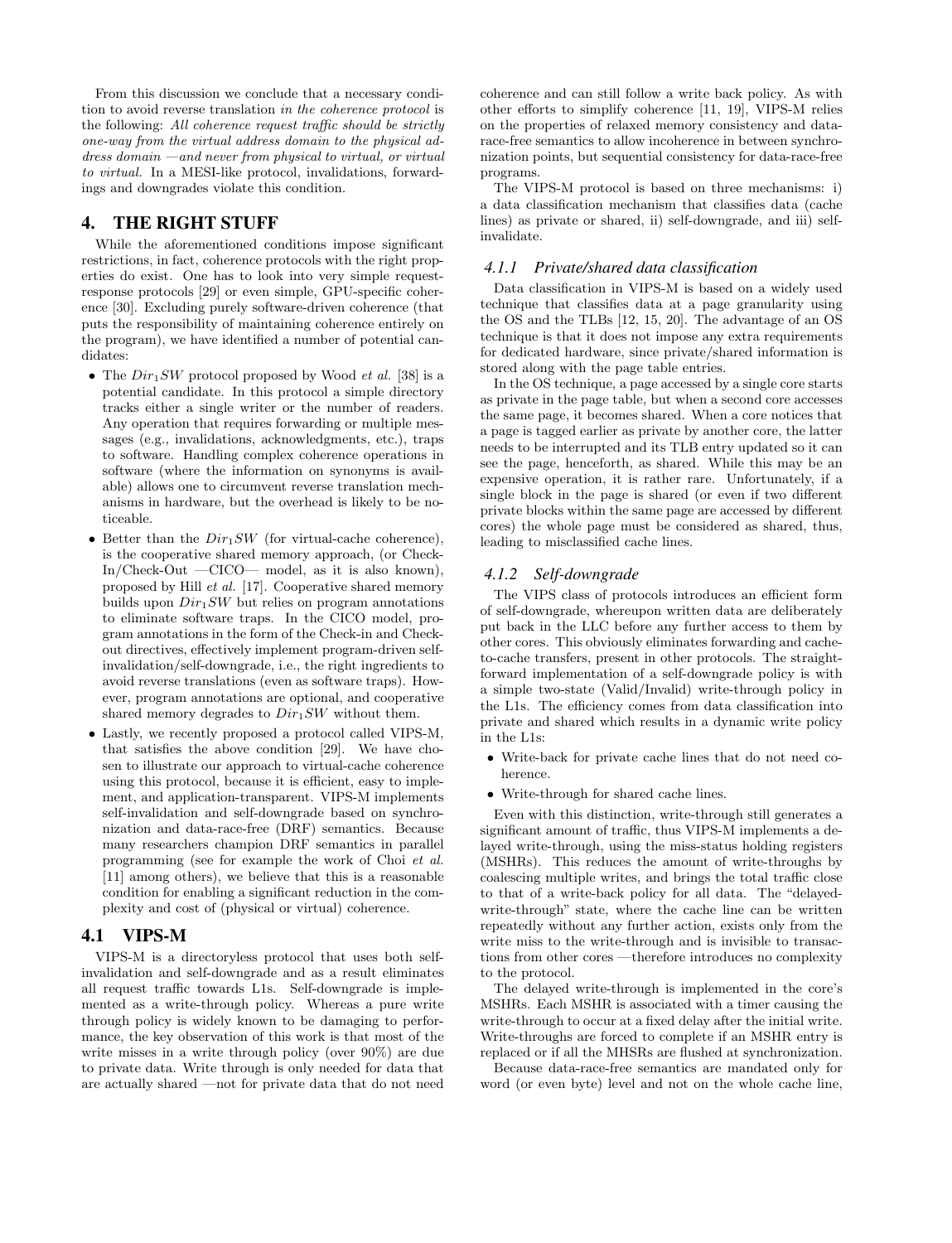From this discussion we conclude that a necessary condition to avoid reverse translation *in the coherence protocol* is the following: *All coherence request traffic should be strictly one-way from the virtual address domain to the physical address domain —and never from physical to virtual, or virtual to virtual.* In a MESI-like protocol, invalidations, forwardings and downgrades violate this condition.

# 4. THE RIGHT STUFF

While the aforementioned conditions impose significant restrictions, in fact, coherence protocols with the right properties do exist. One has to look into very simple request-response protocols [29] or even simple, GPU-specific coherence [30]. Excluding purely software-driven coherence (that puts the responsibility of maintaining coherence entirely on the program), we have identified a number of potential candidates:

- The $Dir_1SW$ protocol proposed by Wood *et al.* [38] is a potential candidate. In this protocol a simple directory tracks either a single writer or the number of readers. Any operation that requires forwarding or multiple messages (e.g., invalidations, acknowledgments, etc.), traps to software. Handling complex coherence operations in software (where the information on synonyms is available) allows one to circumvent reverse translation mechanisms in hardware, but the overhead is likely to be noticeable.
- Better than the $Dir_1SW$ (for virtual-cache coherence), is the cooperative shared memory approach, (or Check-In/Check-Out —CICO— model, as it is also known), proposed by Hill *et al.* [17]. Cooperative shared memory builds upon $Dir_1SW$ but relies on program annotations to eliminate software traps. In the CICO model, program annotations in the form of the Check-in and Check-out directives, effectively implement program-driven self-invalidation/self-downgrade, i.e., the right ingredients to avoid reverse translations (even as software traps). However, program annotations are optional, and cooperative shared memory degrades to $Dir_1SW$ without them.
- Lastly, we recently proposed a protocol called VIPS-M, that satisfies the above condition [29]. We have chosen to illustrate our approach to virtual-cache coherence using this protocol, because it is efficient, easy to implement, and application-transparent. VIPS-M implements self-invalidation and self-downgrade based on synchronization and data-race-free (DRF) semantics. Because many researchers champion DRF semantics in parallel programming (see for example the work of Choi *et al.* [11] among others), we believe that this is a reasonable condition for enabling a significant reduction in the complexity and cost of (physical or virtual) coherence.

## 4.1 VIPS-M

VIPS-M is a directoryless protocol that uses both self-invalidation and self-downgrade and as a result eliminates all request traffic towards L1s. Self-downgrade is implemented as a write-through policy. Whereas a pure write through policy is widely known to be damaging to performance, the key observation of this work is that most of the write misses in a write through policy (over 90%) are due to private data. Write through is only needed for data that are actually shared —not for private data that do not need coherence and can still follow a write back policy. As with other efforts to simplify coherence [11, 19], VIPS-M relies on the properties of relaxed memory consistency and data-race-free semantics to allow incoherence in between synchronization points, but sequential consistency for data-race-free programs.

The VIPS-M protocol is based on three mechanisms: i) a data classification mechanism that classifies data (cache lines) as private or shared, ii) self-downgrade, and iii) self-invalidate.

### 4.1.1 Private/shared data classification

Data classification in VIPS-M is based on a widely used technique that classifies data at a page granularity using the OS and the TLBs [12, 15, 20]. The advantage of an OS technique is that it does not impose any extra requirements for dedicated hardware, since private/shared information is stored along with the page table entries.

In the OS technique, a page accessed by a single core starts as private in the page table, but when a second core accesses the same page, it becomes shared. When a core notices that a page is tagged earlier as private by another core, the latter needs to be interrupted and its TLB entry updated so it can see the page, henceforth, as shared. While this may be an expensive operation, it is rather rare. Unfortunately, if a single block in the page is shared (or even if two different private blocks within the same page are accessed by different cores) the whole page must be considered as shared, thus, leading to misclassified cache lines.

### 4.1.2 Self-downgrade

The VIPS class of protocols introduces an efficient form of self-downgrade, whereupon written data are deliberately put back in the LLC before any further access to them by other cores. This obviously eliminates forwarding and cache-to-cache transfers, present in other protocols. The straightforward implementation of a self-downgrade policy is with a simple two-state (Valid/Invalid) write-through policy in the L1s. The efficiency comes from data classification into private and shared which results in a dynamic write policy in the L1s:

- Write-back for private cache lines that do not need coherence.
- Write-through for shared cache lines.

Even with this distinction, write-through still generates a significant amount of traffic, thus VIPS-M implements a delayed write-through, using the miss-status holding registers (MSHRs). This reduces the amount of write-throughs by coalescing multiple writes, and brings the total traffic close to that of a write-back policy for all data. The "delayed-write-through" state, where the cache line can be written repeatedly without any further action, exists only from the write miss to the write-through and is invisible to transactions from other cores —therefore introduces no complexity to the protocol.

The delayed write-through is implemented in the core's MSHRs. Each MSHR is associated with a timer causing the write-through to occur at a fixed delay after the initial write. Write-throughs are forced to complete if an MSHR entry is replaced or if all the MHSRs are flushed at synchronization.

Because data-race-free semantics are mandated only for word (or even byte) level and not on the whole cache line,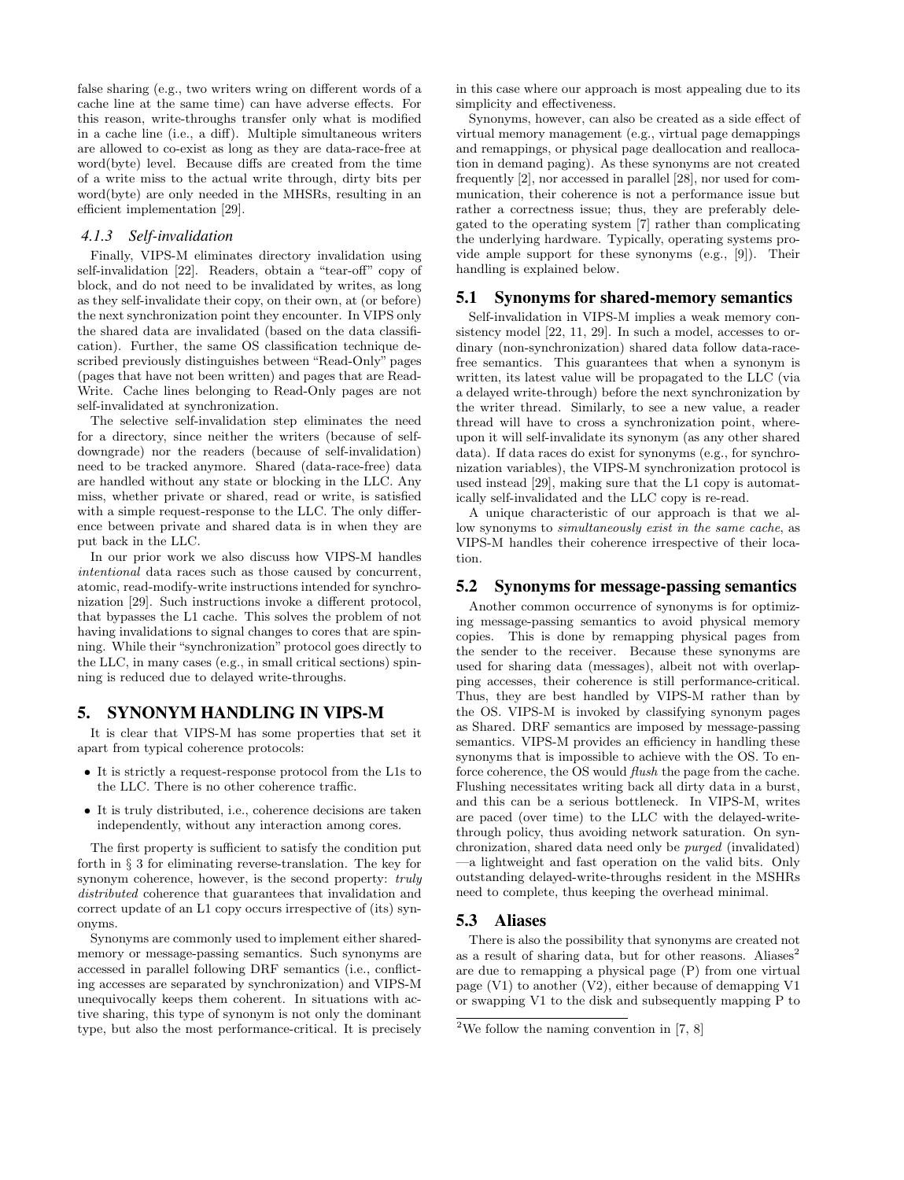false sharing (e.g., two writers wring on different words of a cache line at the same time) can have adverse effects. For this reason, write-throughs transfer only what is modified in a cache line (i.e., a diff). Multiple simultaneous writers are allowed to co-exist as long as they are data-race-free at word(byte) level. Because diffs are created from the time of a write miss to the actual write through, dirty bits per word(byte) are only needed in the MHSRs, resulting in an efficient implementation [29].

#### 4.1.3 Self-invalidation

Finally, VIPS-M eliminates directory invalidation using self-invalidation [22]. Readers, obtain a "tear-off" copy of block, and do not need to be invalidated by writes, as long as they self-invalidate their copy, on their own, at (or before) the next synchronization point they encounter. In VIPS only the shared data are invalidated (based on the data classification). Further, the same OS classification technique described previously distinguishes between "Read-Only" pages (pages that have not been written) and pages that are Read-Write. Cache lines belonging to Read-Only pages are not self-invalidated at synchronization.

The selective self-invalidation step eliminates the need for a directory, since neither the writers (because of self-downgrade) nor the readers (because of self-invalidation) need to be tracked anymore. Shared (data-race-free) data are handled without any state or blocking in the LLC. Any miss, whether private or shared, read or write, is satisfied with a simple request-response to the LLC. The only difference between private and shared data is in when they are put back in the LLC.

In our prior work we also discuss how VIPS-M handles *intentional* data races such as those caused by concurrent, atomic, read-modify-write instructions intended for synchronization [29]. Such instructions invoke a different protocol, that bypasses the L1 cache. This solves the problem of not having invalidations to signal changes to cores that are spinning. While their "synchronization" protocol goes directly to the LLC, in many cases (e.g., in small critical sections) spinning is reduced due to delayed write-throughs.

## 5. SYNONYM HANDLING IN VIPS-M

It is clear that VIPS-M has some properties that set it apart from typical coherence protocols:

- It is strictly a request-response protocol from the L1s to the LLC. There is no other coherence traffic.
- It is truly distributed, i.e., coherence decisions are taken independently, without any interaction among cores.

The first property is sufficient to satisfy the condition put forth in § 3 for eliminating reverse-translation. The key for synonym coherence, however, is the second property: *truly distributed* coherence that guarantees that invalidation and correct update of an L1 copy occurs irrespective of (its) synonyms.

Synonyms are commonly used to implement either shared-memory or message-passing semantics. Such synonyms are accessed in parallel following DRF semantics (i.e., conflicting accesses are separated by synchronization) and VIPS-M unequivocally keeps them coherent. In situations with active sharing, this type of synonym is not only the dominant type, but also the most performance-critical. It is precisely in this case where our approach is most appealing due to its simplicity and effectiveness.

Synonyms, however, can also be created as a side effect of virtual memory management (e.g., virtual page demappings and remappings, or physical page deallocation and reallocation in demand paging). As these synonyms are not created frequently [2], nor accessed in parallel [28], nor used for communication, their coherence is not a performance issue but rather a correctness issue; thus, they are preferably delegated to the operating system [7] rather than complicating the underlying hardware. Typically, operating systems provide ample support for these synonyms (e.g., [9]). Their handling is explained below.

### 5.1 Synonyms for shared-memory semantics

Self-invalidation in VIPS-M implies a weak memory consistency model [22, 11, 29]. In such a model, accesses to ordinary (non-synchronization) shared data follow data-race-free semantics. This guarantees that when a synonym is written, its latest value will be propagated to the LLC (via a delayed write-through) before the next synchronization by the writer thread. Similarly, to see a new value, a reader thread will have to cross a synchronization point, whereupon it will self-invalidate its synonym (as any other shared data). If data races do exist for synonyms (e.g., for synchronization variables), the VIPS-M synchronization protocol is used instead [29], making sure that the L1 copy is automatically self-invalidated and the LLC copy is re-read.

A unique characteristic of our approach is that we allow synonyms to *simultaneously exist in the same cache*, as VIPS-M handles their coherence irrespective of their location.

### 5.2 Synonyms for message-passing semantics

Another common occurrence of synonyms is for optimizing message-passing semantics to avoid physical memory copies. This is done by remapping physical pages from the sender to the receiver. Because these synonyms are used for sharing data (messages), albeit not with overlapping accesses, their coherence is still performance-critical. Thus, they are best handled by VIPS-M rather than by the OS. VIPS-M is invoked by classifying synonym pages as Shared. DRF semantics are imposed by message-passing semantics. VIPS-M provides an efficiency in handling these synonyms that is impossible to achieve with the OS. To enforce coherence, the OS would *flush* the page from the cache. Flushing necessitates writing back all dirty data in a burst, and this can be a serious bottleneck. In VIPS-M, writes are paced (over time) to the LLC with the delayed-write-through policy, thus avoiding network saturation. On synchronization, shared data need only be *purged* (invalidated) —a lightweight and fast operation on the valid bits. Only outstanding delayed-write-throughs resident in the MSHRs need to complete, thus keeping the overhead minimal.

### 5.3 Aliases

There is also the possibility that synonyms are created not as a result of sharing data, but for other reasons. Aliases[2] are due to remapping a physical page (P) from one virtual page (V1) to another (V2), either because of demapping V1 or swapping V1 to the disk and subsequently mapping P to

[2] We follow the naming convention in [7, 8]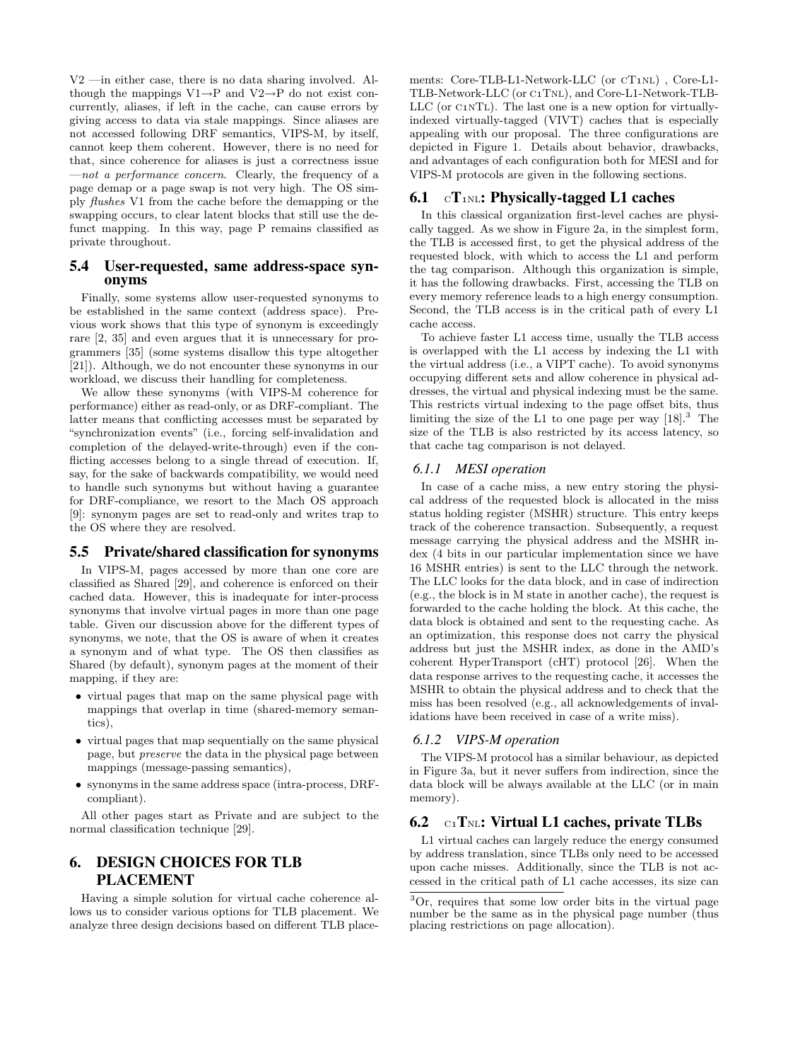V2 —in either case, there is no data sharing involved. Although the mappings V1→P and V2→P do not exist concurrently, aliases, if left in the cache, can cause errors by giving access to data via stale mappings. Since aliases are not accessed following DRF semantics, VIPS-M, by itself, cannot keep them coherent. However, there is no need for that, since coherence for aliases is just a correctness issue —*not a performance concern*. Clearly, the frequency of a page demap or a page swap is not very high. The OS simply *flushes* V1 from the cache before the demapping or the swapping occurs, to clear latent blocks that still use the defunct mapping. In this way, page P remains classified as private throughout.

### 5.4 User-requested, same address-space synonyms

Finally, some systems allow user-requested synonyms to be established in the same context (address space). Previous work shows that this type of synonym is exceedingly rare [2, 35] and even argues that it is unnecessary for programmers [35] (some systems disallow this type altogether [21]). Although, we do not encounter these synonyms in our workload, we discuss their handling for completeness.

We allow these synonyms (with VIPS-M coherence for performance) either as read-only, or as DRF-compliant. The latter means that conflicting accesses must be separated by "synchronization events" (i.e., forcing self-invalidation and completion of the delayed-write-through) even if the conflicting accesses belong to a single thread of execution. If, say, for the sake of backwards compatibility, we would need to handle such synonyms but without having a guarantee for DRF-compliance, we resort to the Mach OS approach [9]: synonym pages are set to read-only and writes trap to the OS where they are resolved.

### 5.5 Private/shared classification for synonyms

In VIPS-M, pages accessed by more than one core are classified as Shared [29], and coherence is enforced on their cached data. However, this is inadequate for inter-process synonyms that involve virtual pages in more than one page table. Given our discussion above for the different types of synonyms, we note, that the OS is aware of when it creates a synonym and of what type. The OS then classifies as Shared (by default), synonym pages at the moment of their mapping, if they are:

- virtual pages that map on the same physical page with mappings that overlap in time (shared-memory semantics),
- virtual pages that map sequentially on the same physical page, but *preserve* the data in the physical page between mappings (message-passing semantics),
- synonyms in the same address space (intra-process, DRF-compliant).

All other pages start as Private and are subject to the normal classification technique [29].

## 6. DESIGN CHOICES FOR TLB PLACEMENT

Having a simple solution for virtual cache coherence allows us to consider various options for TLB placement. We analyze three design decisions based on different TLB placements: Core-TLB-L1-Network-LLC (or cT1NL), Core-L1-TLB-Network-LLC (or c1TNL), and Core-L1-Network-TLB-LLC (or c1NTL). The last one is a new option for virtually-indexed virtually-tagged (VIVT) caches that is especially appealing with our proposal. The three configurations are depicted in Figure 1. Details about behavior, drawbacks, and advantages of each configuration both for MESI and for VIPS-M protocols are given in the following sections.

### 6.1 cT1NL: Physically-tagged L1 caches

In this classical organization first-level caches are physically tagged. As we show in Figure 2a, in the simplest form, the TLB is accessed first, to get the physical address of the requested block, with which to access the L1 and perform the tag comparison. Although this organization is simple, it has the following drawbacks. First, accessing the TLB on every memory reference leads to a high energy consumption. Second, the TLB access is in the critical path of every L1 cache access.

To achieve faster L1 access time, usually the TLB access is overlapped with the L1 access by indexing the L1 with the virtual address (i.e., a VIPT cache). To avoid synonyms occupying different sets and allow coherence in physical addresses, the virtual and physical indexing must be the same. This restricts virtual indexing to the page offset bits, thus limiting the size of the L1 to one page per way [18].[3] The size of the TLB is also restricted by its access latency, so that cache tag comparison is not delayed.

#### 6.1.1 MESI operation

In case of a cache miss, a new entry storing the physical address of the requested block is allocated in the miss status holding register (MSHR) structure. This entry keeps track of the coherence transaction. Subsequently, a request message carrying the physical address and the MSHR index (4 bits in our particular implementation since we have 16 MSHR entries) is sent to the LLC through the network. The LLC looks for the data block, and in case of indirection (e.g., the block is in M state in another cache), the request is forwarded to the cache holding the block. At this cache, the data block is obtained and sent to the requesting cache. As an optimization, this response does not carry the physical address but just the MSHR index, as done in the AMD's coherent HyperTransport (cHT) protocol [26]. When the data response arrives to the requesting cache, it accesses the MSHR to obtain the physical address and to check that the miss has been resolved (e.g., all acknowledgements of invalidations have been received in case of a write miss).

#### 6.1.2 VIPS-M operation

The VIPS-M protocol has a similar behaviour, as depicted in Figure 3a, but it never suffers from indirection, since the data block will be always available at the LLC (or in main memory).

### 6.2 c1TNL: Virtual L1 caches, private TLBs

L1 virtual caches can largely reduce the energy consumed by address translation, since TLBs only need to be accessed upon cache misses. Additionally, since the TLB is not accessed in the critical path of L1 cache accesses, its size can

[3] Or, requires that some low order bits in the virtual page number be the same as in the physical page number (thus placing restrictions on page allocation).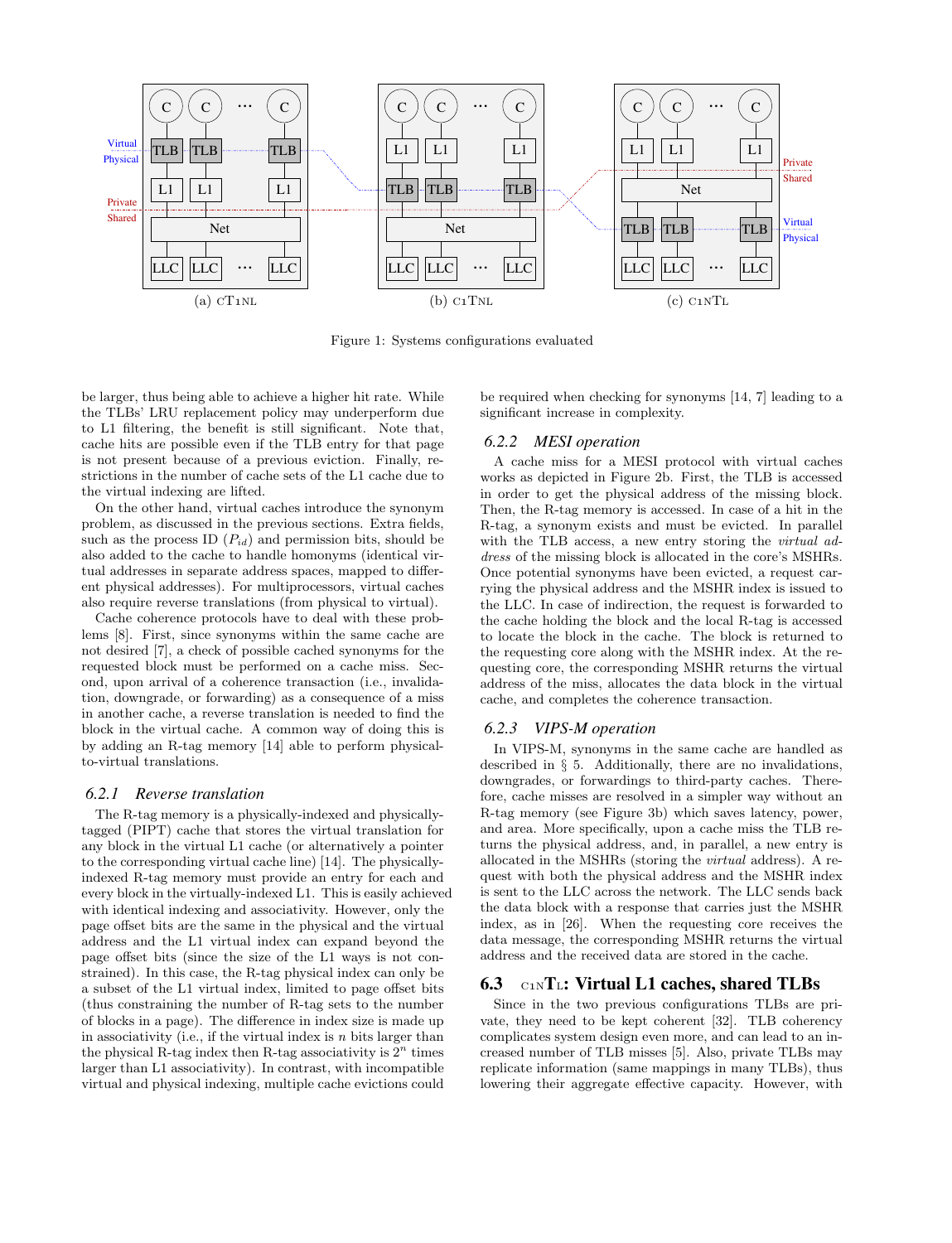(a) cT1nL (b) c1TnL (c) c1nTL

Figure 1: Systems configurations evaluated

be larger, thus being able to achieve a higher hit rate. While the TLBs' LRU replacement policy may underperform due to L1 filtering, the benefit is still significant. Note that, cache hits are possible even if the TLB entry for that page is not present because of a previous eviction. Finally, restrictions in the number of cache sets of the L1 cache due to the virtual indexing are lifted.

On the other hand, virtual caches introduce the synonym problem, as discussed in the previous sections. Extra fields, such as the process ID ($P_{id}$) and permission bits, should be also added to the cache to handle homonyms (identical virtual addresses in separate address spaces, mapped to different physical addresses). For multiprocessors, virtual caches also require reverse translations (from physical to virtual).

Cache coherence protocols have to deal with these problems [8]. First, since synonyms within the same cache are not desired [7], a check of possible cached synonyms for the requested block must be performed on a cache miss. Second, upon arrival of a coherence transaction (i.e., invalidation, downgrade, or forwarding) as a consequence of a miss in another cache, a reverse translation is needed to find the block in the virtual cache. A common way of doing this is by adding an R-tag memory [14] able to perform physical-to-virtual translations.

### 6.2.1 Reverse translation

The R-tag memory is a physically-indexed and physically-tagged (PIPT) cache that stores the virtual translation for any block in the virtual L1 cache (or alternatively a pointer to the corresponding virtual cache line) [14]. The physically-indexed R-tag memory must provide an entry for each and every block in the virtually-indexed L1. This is easily achieved with identical indexing and associativity. However, only the page offset bits are the same in the physical and the virtual address and the L1 virtual index can expand beyond the page offset bits (since the size of the L1 ways is not constrained). In this case, the R-tag physical index can only be a subset of the L1 virtual index, limited to page offset bits (thus constraining the number of R-tag sets to the number of blocks in a page). The difference in index size is made up in associativity (i.e., if the virtual index is $n$ bits larger than the physical R-tag index then R-tag associativity is $2^n$ times larger than L1 associativity). In contrast, with incompatible virtual and physical indexing, multiple cache evictions could be required when checking for synonyms [14, 7] leading to a significant increase in complexity.

### 6.2.2 MESI operation

A cache miss for a MESI protocol with virtual caches works as depicted in Figure 2b. First, the TLB is accessed in order to get the physical address of the missing block. Then, the R-tag memory is accessed. In case of a hit in the R-tag, a synonym exists and must be evicted. In parallel with the TLB access, a new entry storing the *virtual address* of the missing block is allocated in the core's MSHRs. Once potential synonyms have been evicted, a request carrying the physical address and the MSHR index is issued to the LLC. In case of indirection, the request is forwarded to the cache holding the block and the local R-tag is accessed to locate the block in the cache. The block is returned to the requesting core along with the MSHR index. At the requesting core, the corresponding MSHR returns the virtual address of the miss, allocates the data block in the virtual cache, and completes the coherence transaction.

### 6.2.3 VIPS-M operation

In VIPS-M, synonyms in the same cache are handled as described in § 5. Additionally, there are no invalidations, downgrades, or forwardings to third-party caches. Therefore, cache misses are resolved in a simpler way without an R-tag memory (see Figure 3b) which saves latency, power, and area. More specifically, upon a cache miss the TLB returns the physical address, and, in parallel, a new entry is allocated in the MSHRs (storing the *virtual* address). A request with both the physical address and the MSHR index is sent to the LLC across the network. The LLC sends back the data block with a response that carries just the MSHR index, as in [26]. When the requesting core receives the data message, the corresponding MSHR returns the virtual address and the received data are stored in the cache.

## 6.3 c1nTL: Virtual L1 caches, shared TLBs

Since in the two previous configurations TLBs are private, they need to be kept coherent [32]. TLB coherency complicates system design even more, and can lead to an increased number of TLB misses [5]. Also, private TLBs may replicate information (same mappings in many TLBs), thus lowering their aggregate effective capacity. However, with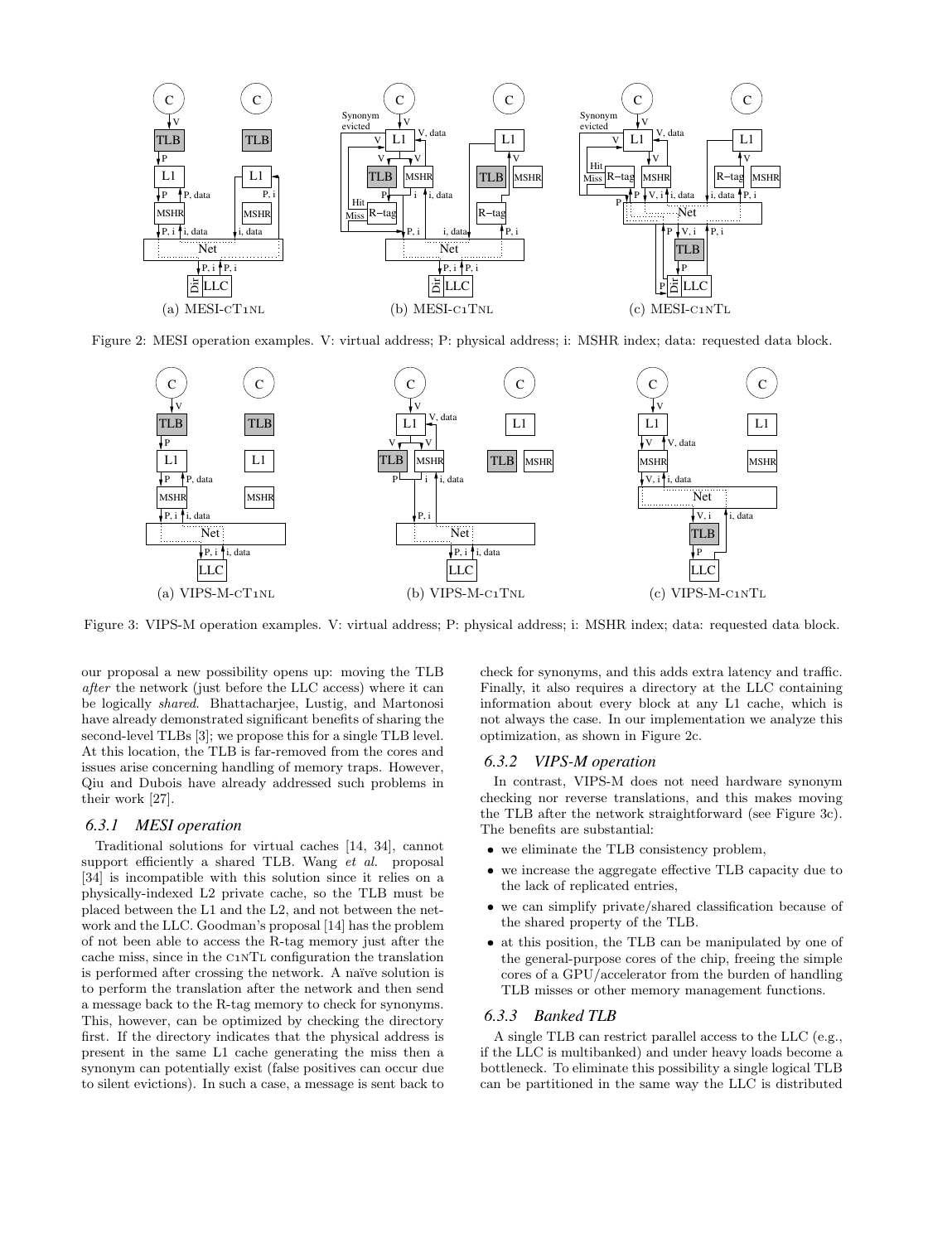Figure 2: MESI operation examples. V: virtual address; P: physical address; i: MSHR index; data: requested data block.

Figure 3: VIPS-M operation examples. V: virtual address; P: physical address; i: MSHR index; data: requested data block.

our proposal a new possibility opens up: moving the TLB *after* the network (just before the LLC access) where it can be logically *shared*. Bhattacharjee, Lustig, and Martonosi have already demonstrated significant benefits of sharing the second-level TLBs [3]; we propose this for a single TLB level. At this location, the TLB is far-removed from the cores and issues arise concerning handling of memory traps. However, Qiu and Dubois have already addressed such problems in their work [27].

### 6.3.1 MESI operation

Traditional solutions for virtual caches [14, 34], cannot support efficiently a shared TLB. Wang *et al.* proposal [34] is incompatible with this solution since it relies on a physically-indexed L2 private cache, so the TLB must be placed between the L1 and the L2, and not between the network and the LLC. Goodman's proposal [14] has the problem of not been able to access the R-tag memory just after the cache miss, since in the C1NTL configuration the translation is performed after crossing the network. A naïve solution is to perform the translation after the network and then send a message back to the R-tag memory to check for synonyms. This, however, can be optimized by checking the directory first. If the directory indicates that the physical address is present in the same L1 cache generating the miss then a synonym can potentially exist (false positives can occur due to silent evictions). In such a case, a message is sent back to check for synonyms, and this adds extra latency and traffic. Finally, it also requires a directory at the LLC containing information about every block at any L1 cache, which is not always the case. In our implementation we analyze this optimization, as shown in Figure 2c.

### 6.3.2 VIPS-M operation

In contrast, VIPS-M does not need hardware synonym checking nor reverse translations, and this makes moving the TLB after the network straightforward (see Figure 3c). The benefits are substantial:

- we eliminate the TLB consistency problem,
- we increase the aggregate effective TLB capacity due to the lack of replicated entries,
- we can simplify private/shared classification because of the shared property of the TLB.
- at this position, the TLB can be manipulated by one of the general-purpose cores of the chip, freeing the simple cores of a GPU/accelerator from the burden of handling TLB misses or other memory management functions.

### 6.3.3 Banked TLB

A single TLB can restrict parallel access to the LLC (e.g., if the LLC is multibanked) and under heavy loads become a bottleneck. To eliminate this possibility a single logical TLB can be partitioned in the same way the LLC is distributed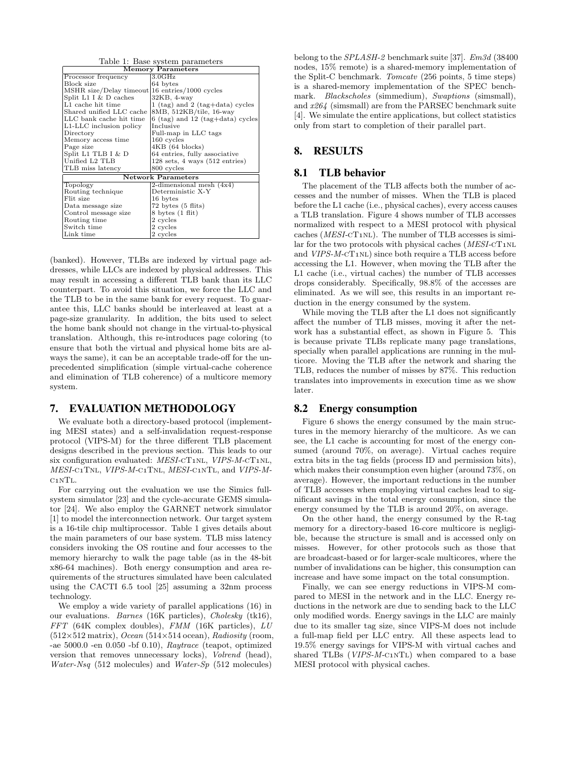Table 1: Base system parameters

| Memory Parameters | |
|---|---|
| Processor frequency | 3.0GHz |
| Block size | 64 bytes |
| MSHR size/Delay timeout | 16 entries/1000 cycles |
| Split L1 I & D caches | 32KB, 4-way |
| L1 cache hit time | 1 (tag) and 2 (tag+data) cycles |
| Shared unified LLC cache | 8MB, 512KB/tile, 16-way |
| LLC bank cache hit time | 6 (tag) and 12 (tag+data) cycles |
| L1-LLC inclusion policy | Inclusive |
| Directory | Full-map in LLC tags |
| Memory access time | 160 cycles |
| Page size | 4KB (64 blocks) |
| Split L1 TLB I & D | 64 entries, fully associative |
| Unified L2 TLB | 128 sets, 4 ways (512 entries) |
| TLB miss latency | 800 cycles |
| **Network Parameters** | |
| Topology | 2-dimensional mesh (4x4) |
| Routing technique | Deterministic X-Y |
| Flit size | 16 bytes |
| Data message size | 72 bytes (5 flits) |
| Control message size | 8 bytes (1 flit) |
| Routing time | 2 cycles |
| Switch time | 2 cycles |
| Link time | 2 cycles |

(banked). However, TLBs are indexed by virtual page addresses, while LLCs are indexed by physical addresses. This may result in accessing a different TLB bank than its LLC counterpart. To avoid this situation, we force the LLC and the TLB to be in the same bank for every request. To guarantee this, LLC banks should be interleaved at least at a page-size granularity. In addition, the bits used to select the home bank should not change in the virtual-to-physical translation. Although, this re-introduces page coloring (to ensure that both the virtual and physical home bits are always the same), it can be an acceptable trade-off for the unprecedented simplification (simple virtual-cache coherence and elimination of TLB coherence) of a multicore memory system.

## 7. EVALUATION METHODOLOGY

We evaluate both a directory-based protocol (implementing MESI states) and a self-invalidation request-response protocol (VIPS-M) for the three different TLB placement designs described in the previous section. This leads to our six configuration evaluated: *MESI*-cT1nL, *VIPS-M*-cT1nL, *MESI*-c1TnL, *VIPS-M*-c1TnL, *MESI*-c1nTL, and *VIPS-M*-c1nTL.

For carrying out the evaluation we use the Simics full-system simulator [23] and the cycle-accurate GEMS simulator [24]. We also employ the GARNET network simulator [1] to model the interconnection network. Our target system is a 16-tile chip multiprocessor. Table 1 gives details about the main parameters of our base system. TLB miss latency considers invoking the OS routine and four accesses to the memory hierarchy to walk the page table (as in the 48-bit x86-64 machines). Both energy consumption and area requirements of the structures simulated have been calculated using the CACTI 6.5 tool [25] assuming a 32nm process technology.

We employ a wide variety of parallel applications (16) in our evaluations. *Barnes* (16K particles), *Cholesky* (tk16), *FFT* (64K complex doubles), *FMM* (16K particles), *LU* (512×512 matrix), *Ocean* (514×514 ocean), *Radiosity* (room, -ae 5000.0 -en 0.050 -bf 0.10), *Raytrace* (teapot, optimized version that removes unnecessary locks), *Volrend* (head), *Water-Nsq* (512 molecules) and *Water-Sp* (512 molecules) belong to the *SPLASH-2* benchmark suite [37]. *Em3d* (38400 nodes, 15% remote) is a shared-memory implementation of the Split-C benchmark. *Tomcatv* (256 points, 5 time steps) is a shared-memory implementation of the SPEC benchmark. *Blackscholes* (simmedium), *Swaptions* (simsmall), and *x264* (simsmall) are from the PARSEC benchmark suite [4]. We simulate the entire applications, but collect statistics only from start to completion of their parallel part.

## 8. RESULTS

### 8.1 TLB behavior

The placement of the TLB affects both the number of accesses and the number of misses. When the TLB is placed before the L1 cache (i.e., physical caches), every access causes a TLB translation. Figure 4 shows number of TLB accesses normalized with respect to a MESI protocol with physical caches (*MESI*-cT1nL). The number of TLB accesses is similar for the two protocols with physical caches (*MESI*-cT1nL and *VIPS-M*-cT1nL) since both require a TLB access before accessing the L1. However, when moving the TLB after the L1 cache (i.e., virtual caches) the number of TLB accesses drops considerably. Specifically, 98.8% of the accesses are eliminated. As we will see, this results in an important reduction in the energy consumed by the system.

While moving the TLB after the L1 does not significantly affect the number of TLB misses, moving it after the network has a substantial effect, as shown in Figure 5. This is because private TLBs replicate many page translations, specially when parallel applications are running in the multicore. Moving the TLB after the network and sharing the TLB, reduces the number of misses by 87%. This reduction translates into improvements in execution time as we show later.

### 8.2 Energy consumption

Figure 6 shows the energy consumed by the main structures in the memory hierarchy of the multicore. As we can see, the L1 cache is accounting for most of the energy consumed (around 70%, on average). Virtual caches require extra bits in the tag fields (process ID and permission bits), which makes their consumption even higher (around 73%, on average). However, the important reductions in the number of TLB accesses when employing virtual caches lead to significant savings in the total energy consumption, since the energy consumed by the TLB is around 20%, on average.

On the other hand, the energy consumed by the R-tag memory for a directory-based 16-core multicore is negligible, because the structure is small and is accessed only on misses. However, for other protocols such as those that are broadcast-based or for larger-scale multicores, where the number of invalidations can be higher, this consumption can increase and have some impact on the total consumption.

Finally, we can see energy reductions in VIPS-M compared to MESI in the network and in the LLC. Energy reductions in the network are due to sending back to the LLC only modified words. Energy savings in the LLC are mainly due to its smaller tag size, since VIPS-M does not include a full-map field per LLC entry. All these aspects lead to 19.5% energy savings for VIPS-M with virtual caches and shared TLBs (*VIPS-M*-c1nTL) when compared to a base MESI protocol with physical caches.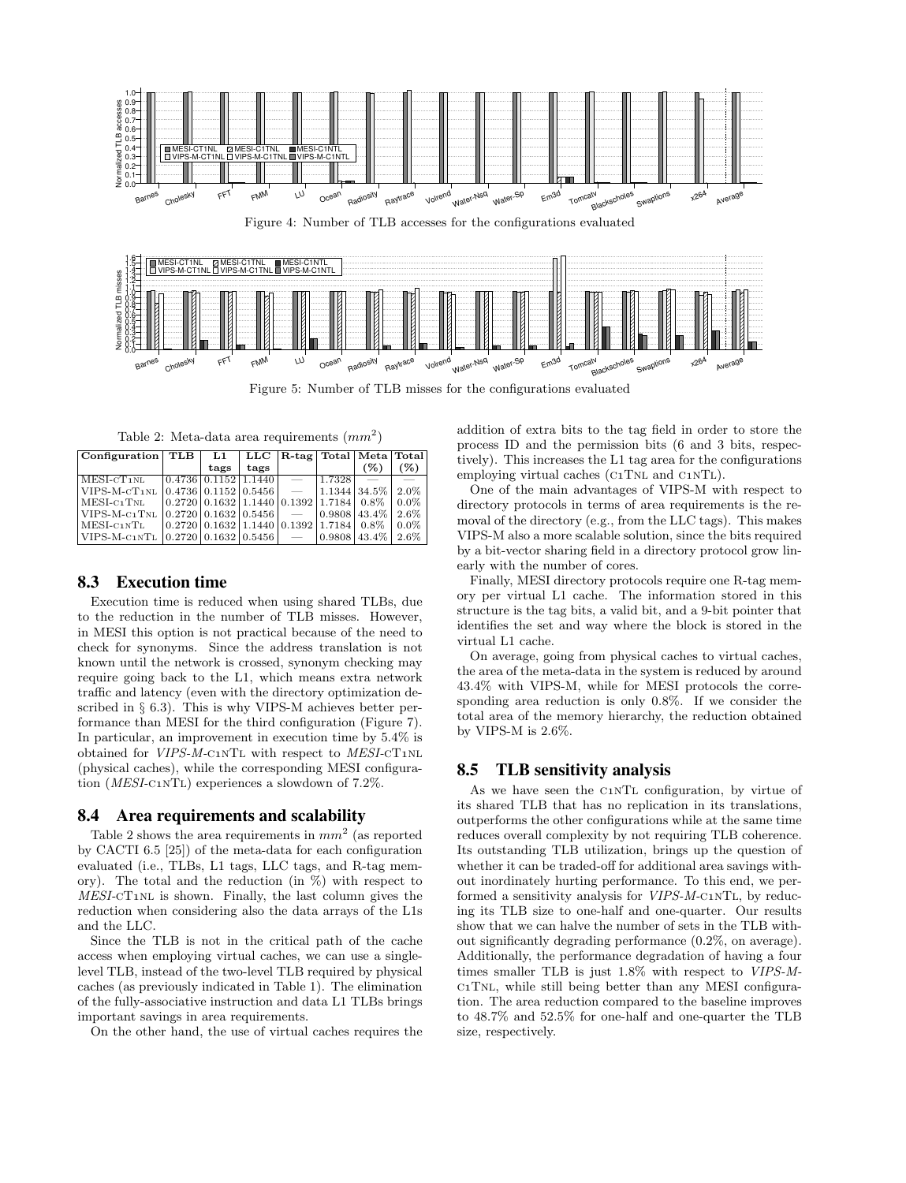Figure 4: Number of TLB accesses for the configurations evaluated

Figure 5: Number of TLB misses for the configurations evaluated

Table 2: Meta-data area requirements ($mm^2$)

| Configuration | TLB | L1 tags | LLC tags | R-tag | Total | Meta (%) | Total (%) |
|---|---|---|---|---|---|---|---|
| MESI-cT1nL | 0.4736 | 0.1152 | 1.1440 | — | 1.7328 | — | — |
| VIPS-M-cT1nL | 0.4736 | 0.1152 | 0.5456 | — | 1.1344 | 34.5% | 2.0% |
| MESI-c1TnL | 0.2720 | 0.1632 | 1.1440 | 0.1392 | 1.7184 | 0.8% | 0.0% |
| VIPS-M-c1TnL | 0.2720 | 0.1632 | 0.5456 | — | 0.9808 | 43.4% | 2.6% |
| MESI-c1nTL | 0.2720 | 0.1632 | 1.1440 | 0.1392 | 1.7184 | 0.8% | 0.0% |
| VIPS-M-c1nTL | 0.2720 | 0.1632 | 0.5456 | — | 0.9808 | 43.4% | 2.6% |

### 8.3 Execution time

Execution time is reduced when using shared TLBs, due to the reduction in the number of TLB misses. However, in MESI this option is not practical because of the need to check for synonyms. Since the address translation is not known until the network is crossed, synonym checking may require going back to the L1, which means extra network traffic and latency (even with the directory optimization described in § 6.3). This is why VIPS-M achieves better performance than MESI for the third configuration (Figure 7). In particular, an improvement in execution time by 5.4% is obtained for *VIPS-M-c1nTL* with respect to *MESI-cT1nL* (physical caches), while the corresponding MESI configuration (*MESI-c1nTL*) experiences a slowdown of 7.2%.

### 8.4 Area requirements and scalability

Table 2 shows the area requirements in $mm^2$ (as reported by CACTI 6.5 [25]) of the meta-data for each configuration evaluated (i.e., TLBs, L1 tags, LLC tags, and R-tag memory). The total and the reduction (in %) with respect to *MESI-cT1nL* is shown. Finally, the last column gives the reduction when considering also the data arrays of the L1s and the LLC.

Since the TLB is not in the critical path of the cache access when employing virtual caches, we can use a single-level TLB, instead of the two-level TLB required by physical caches (as previously indicated in Table 1). The elimination of the fully-associative instruction and data L1 TLBs brings important savings in area requirements.

On the other hand, the use of virtual caches requires the addition of extra bits to the tag field in order to store the process ID and the permission bits (6 and 3 bits, respectively). This increases the L1 tag area for the configurations employing virtual caches (c1TnL and c1nTL).

One of the main advantages of VIPS-M with respect to directory protocols in terms of area requirements is the removal of the directory (e.g., from the LLC tags). This makes VIPS-M also a more scalable solution, since the bits required by a bit-vector sharing field in a directory protocol grow linearly with the number of cores.

Finally, MESI directory protocols require one R-tag memory per virtual L1 cache. The information stored in this structure is the tag bits, a valid bit, and a 9-bit pointer that identifies the set and way where the block is stored in the virtual L1 cache.

On average, going from physical caches to virtual caches, the area of the meta-data in the system is reduced by around 43.4% with VIPS-M, while for MESI protocols the corresponding area reduction is only 0.8%. If we consider the total area of the memory hierarchy, the reduction obtained by VIPS-M is 2.6%.

### 8.5 TLB sensitivity analysis

As we have seen the c1nTL configuration, by virtue of its shared TLB that has no replication in its translations, outperforms the other configurations while at the same time reduces overall complexity by not requiring TLB coherence. Its outstanding TLB utilization, brings up the question of whether it can be traded-off for additional area savings without inordinately hurting performance. To this end, we performed a sensitivity analysis for *VIPS-M-c1nTL*, by reducing its TLB size to one-half and one-quarter. Our results show that we can halve the number of sets in the TLB without significantly degrading performance (0.2%, on average). Additionally, the performance degradation of having a four times smaller TLB is just 1.8% with respect to *VIPS-M-c1TnL*, while still being better than any MESI configuration. The area reduction compared to the baseline improves to 48.7% and 52.5% for one-half and one-quarter the TLB size, respectively.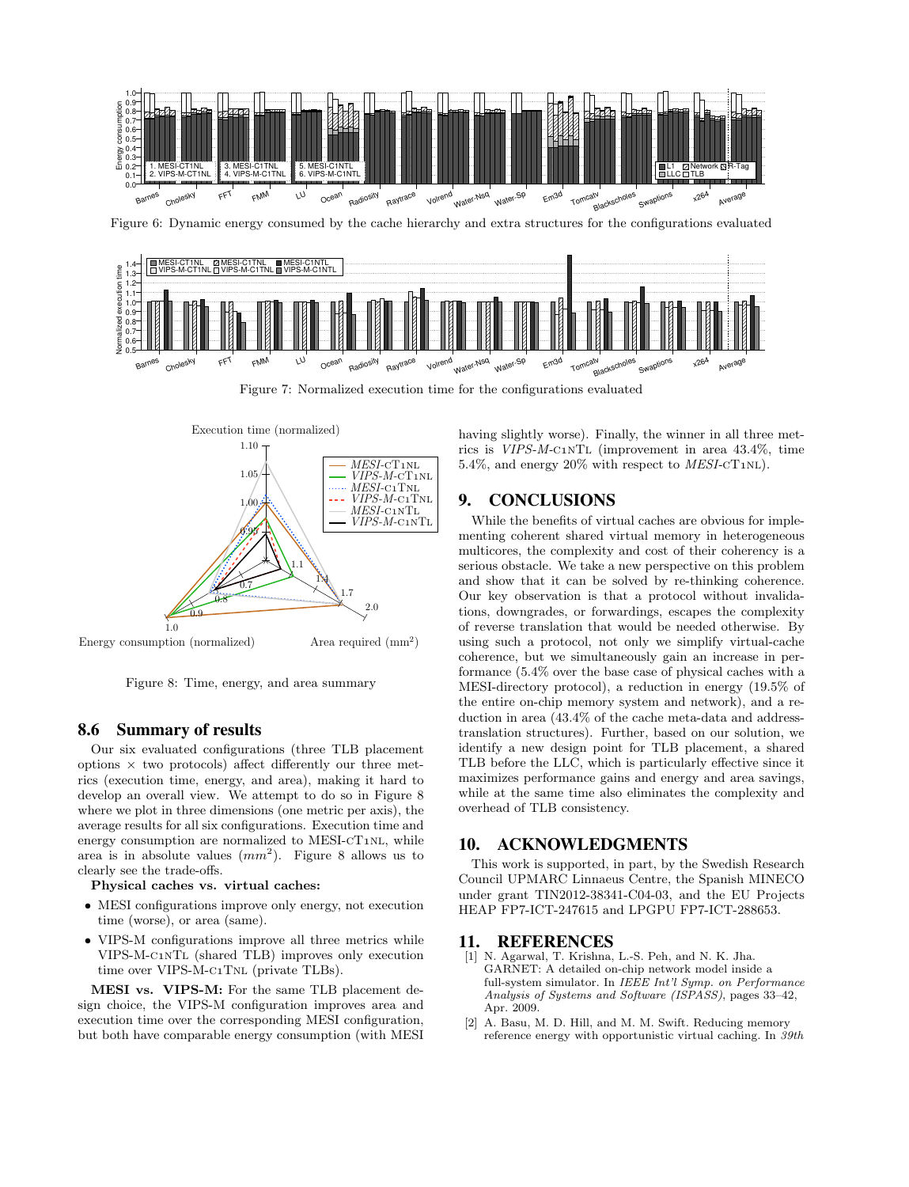Figure 6: Dynamic energy consumed by the cache hierarchy and extra structures for the configurations evaluated

Figure 7: Normalized execution time for the configurations evaluated

Figure 8: Time, energy, and area summary

### 8.6 Summary of results

Our six evaluated configurations (three TLB placement options × two protocols) affect differently our three metrics (execution time, energy, and area), making it hard to develop an overall view. We attempt to do so in Figure 8 where we plot in three dimensions (one metric per axis), the average results for all six configurations. Execution time and energy consumption are normalized to MESI-cT1nL, while area is in absolute values ($mm^2$). Figure 8 allows us to clearly see the trade-offs.

**Physical caches vs. virtual caches:**

- MESI configurations improve only energy, not execution time (worse), or area (same).
- VIPS-M configurations improve all three metrics while VIPS-M-c1nTL (shared TLB) improves only execution time over VIPS-M-c1TnL (private TLBs).

**MESI vs. VIPS-M:** For the same TLB placement design choice, the VIPS-M configuration improves area and execution time over the corresponding MESI configuration, but both have comparable energy consumption (with MESI having slightly worse). Finally, the winner in all three metrics is *VIPS-M*-c1nTL (improvement in area 43.4%, time 5.4%, and energy 20% with respect to *MESI*-cT1nL).

## 9. CONCLUSIONS

While the benefits of virtual caches are obvious for implementing coherent shared virtual memory in heterogeneous multicores, the complexity and cost of their coherency is a serious obstacle. We take a new perspective on this problem and show that it can be solved by re-thinking coherence. Our key observation is that a protocol without invalidations, downgrades, or forwardings, escapes the complexity of reverse translation that would be needed otherwise. By using such a protocol, not only we simplify virtual-cache coherence, but we simultaneously gain an increase in performance (5.4% over the base case of physical caches with a MESI-directory protocol), a reduction in energy (19.5% of the entire on-chip memory system and network), and a reduction in area (43.4% of the cache meta-data and address-translation structures). Further, based on our solution, we identify a new design point for TLB placement, a shared TLB before the LLC, which is particularly effective since it maximizes performance gains and energy and area savings, while at the same time also eliminates the complexity and overhead of TLB consistency.

## 10. ACKNOWLEDGMENTS

This work is supported, in part, by the Swedish Research Council UPMARC Linnaeus Centre, the Spanish MINECO under grant TIN2012-38341-C04-03, and the EU Projects HEAP FP7-ICT-247615 and LPGPU FP7-ICT-288653.

## 11. REFERENCES

[1] N. Agarwal, T. Krishna, L.-S. Peh, and N. K. Jha. GARNET: A detailed on-chip network model inside a full-system simulator. In *IEEE Int'l Symp. on Performance Analysis of Systems and Software (ISPASS)*, pages 33–42, Apr. 2009.

[2] A. Basu, M. D. Hill, and M. M. Swift. Reducing memory reference energy with opportunistic virtual caching. In *39th*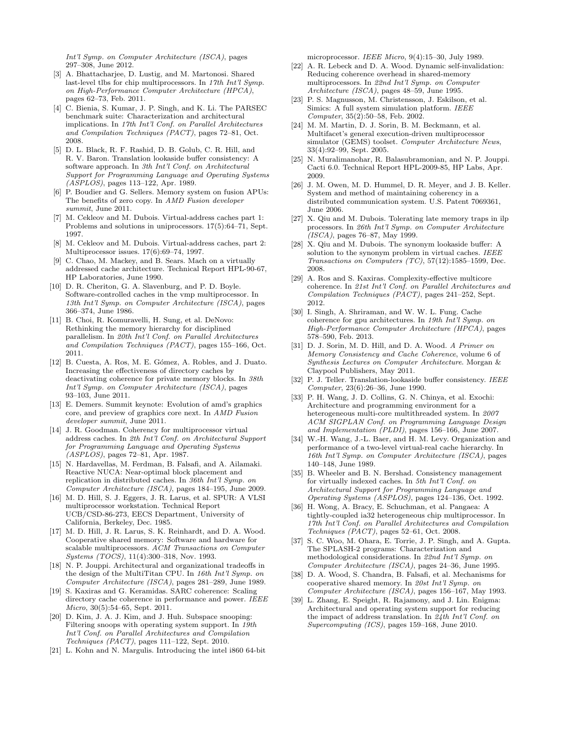*Int'l Symp. on Computer Architecture (ISCA)*, pages 297–308, June 2012.

[3] A. Bhattacharjee, D. Lustig, and M. Martonosi. Shared last-level tlbs for chip multiprocessors. In *17th Int'l Symp. on High-Performance Computer Architecture (HPCA)*, pages 62–73, Feb. 2011.

[4] C. Bienia, S. Kumar, J. P. Singh, and K. Li. The PARSEC benchmark suite: Characterization and architectural implications. In *17th Int'l Conf. on Parallel Architectures and Compilation Techniques (PACT)*, pages 72–81, Oct. 2008.

[5] D. L. Black, R. F. Rashid, D. B. Golub, C. R. Hill, and R. V. Baron. Translation lookaside buffer consistency: A software approach. In *3th Int'l Conf. on Architectural Support for Programming Language and Operating Systems (ASPLOS)*, pages 113–122, Apr. 1989.

[6] P. Boudier and G. Sellers. Memory system on fusion APUs: The benefits of zero copy. In *AMD Fusion developer summit*, June 2011.

[7] M. Cekleov and M. Dubois. Virtual-address caches part 1: Problems and solutions in uniprocessors. 17(5):64–71, Sept. 1997.

[8] M. Cekleov and M. Dubois. Virtual-address caches, part 2: Multiprocessor issues. 17(6):69–74, 1997.

[9] C. Chao, M. Mackey, and B. Sears. Mach on a virtually addressed cache architecture. Technical Report HPL-90-67, HP Laboratories, June 1990.

[10] D. R. Cheriton, G. A. Slavenburg, and P. D. Boyle. Software-controlled caches in the vmp multiprocessor. In *13th Int'l Symp. on Computer Architecture (ISCA)*, pages 366–374, June 1986.

[11] B. Choi, R. Komuravelli, H. Sung, et al. DeNovo: Rethinking the memory hierarchy for disciplined parallelism. In *20th Int'l Conf. on Parallel Architectures and Compilation Techniques (PACT)*, pages 155–166, Oct. 2011.

[12] B. Cuesta, A. Ros, M. E. Gómez, A. Robles, and J. Duato. Increasing the effectiveness of directory caches by deactivating coherence for private memory blocks. In *38th Int'l Symp. on Computer Architecture (ISCA)*, pages 93–103, June 2011.

[13] E. Demers. Summit keynote: Evolution of amd's graphics core, and preview of graphics core next. In *AMD Fusion developer summit*, June 2011.

[14] J. R. Goodman. Coherency for multiprocessor virtual address caches. In *2th Int'l Conf. on Architectural Support for Programming Language and Operating Systems (ASPLOS)*, pages 72–81, Apr. 1987.

[15] N. Hardavellas, M. Ferdman, B. Falsafi, and A. Ailamaki. Reactive NUCA: Near-optimal block placement and replication in distributed caches. In *36th Int'l Symp. on Computer Architecture (ISCA)*, pages 184–195, June 2009.

[16] M. D. Hill, S. J. Eggers, J. R. Larus, et al. SPUR: A VLSI multiprocessor workstation. Technical Report UCB/CSD-86-273, EECS Department, University of California, Berkeley, Dec. 1985.

[17] M. D. Hill, J. R. Larus, S. K. Reinhardt, and D. A. Wood. Cooperative shared memory: Software and hardware for scalable multiprocessors. *ACM Transactions on Computer Systems (TOCS)*, 11(4):300–318, Nov. 1993.

[18] N. P. Jouppi. Architectural and organizational tradeoffs in the design of the MultiTitan CPU. In *16th Int'l Symp. on Computer Architecture (ISCA)*, pages 281–289, June 1989.

[19] S. Kaxiras and G. Keramidas. SARC coherence: Scaling directory cache coherence in performance and power. *IEEE Micro*, 30(5):54–65, Sept. 2011.

[20] D. Kim, J. A. J. Kim, and J. Huh. Subspace snooping: Filtering snoops with operating system support. In *19th Int'l Conf. on Parallel Architectures and Compilation Techniques (PACT)*, pages 111–122, Sept. 2010.

[21] L. Kohn and N. Margulis. Introducing the intel i860 64-bit microprocessor. *IEEE Micro*, 9(4):15–30, July 1989.

[22] A. R. Lebeck and D. A. Wood. Dynamic self-invalidation: Reducing coherence overhead in shared-memory multiprocessors. In *22nd Int'l Symp. on Computer Architecture (ISCA)*, pages 48–59, June 1995.

[23] P. S. Magnusson, M. Christensson, J. Eskilson, et al. Simics: A full system simulation platform. *IEEE Computer*, 35(2):50–58, Feb. 2002.

[24] M. M. Martin, D. J. Sorin, B. M. Beckmann, et al. Multifacet's general execution-driven multiprocessor simulator (GEMS) toolset. *Computer Architecture News*, 33(4):92–99, Sept. 2005.

[25] N. Muralimanohar, R. Balasubramonian, and N. P. Jouppi. Cacti 6.0. Technical Report HPL-2009-85, HP Labs, Apr. 2009.

[26] J. M. Owen, M. D. Hummel, D. R. Meyer, and J. B. Keller. System and method of maintaining coherency in a distributed communication system. U.S. Patent 7069361, June 2006.

[27] X. Qiu and M. Dubois. Tolerating late memory traps in ilp processors. In *26th Int'l Symp. on Computer Architecture (ISCA)*, pages 76–87, May 1999.

[28] X. Qiu and M. Dubois. The synonym lookaside buffer: A solution to the synonym problem in virtual caches. *IEEE Transactions on Computers (TC)*, 57(12):1585–1599, Dec. 2008.

[29] A. Ros and S. Kaxiras. Complexity-effective multicore coherence. In *21st Int'l Conf. on Parallel Architectures and Compilation Techniques (PACT)*, pages 241–252, Sept. 2012.

[30] I. Singh, A. Shriraman, and W. W. L. Fung. Cache coherence for gpu architectures. In *19th Int'l Symp. on High-Performance Computer Architecture (HPCA)*, pages 578–590, Feb. 2013.

[31] D. J. Sorin, M. D. Hill, and D. A. Wood. *A Primer on Memory Consistency and Cache Coherence*, volume 6 of *Synthesis Lectures on Computer Architecture*. Morgan & Claypool Publishers, May 2011.

[32] P. J. Teller. Translation-lookaside buffer consistency. *IEEE Computer*, 23(6):26–36, June 1990.

[33] P. H. Wang, J. D. Collins, G. N. Chinya, et al. Exochi: Architecture and programming environment for a heterogeneous multi-core multithreaded system. In *2007 ACM SIGPLAN Conf. on Programming Language Design and Implementation (PLDI)*, pages 156–166, June 2007.

[34] W.-H. Wang, J.-L. Baer, and H. M. Levy. Organization and performance of a two-level virtual-real cache hierarchy. In *16th Int'l Symp. on Computer Architecture (ISCA)*, pages 140–148, June 1989.

[35] B. Wheeler and B. N. Bershad. Consistency management for virtually indexed caches. In *5th Int'l Conf. on Architectural Support for Programming Language and Operating Systems (ASPLOS)*, pages 124–136, Oct. 1992.

[36] H. Wong, A. Bracy, E. Schuchman, et al. Pangaea: A tightly-coupled ia32 heterogeneous chip multiprocessor. In *17th Int'l Conf. on Parallel Architectures and Compilation Techniques (PACT)*, pages 52–61, Oct. 2008.

[37] S. C. Woo, M. Ohara, E. Torrie, J. P. Singh, and A. Gupta. The SPLASH-2 programs: Characterization and methodological considerations. In *22nd Int'l Symp. on Computer Architecture (ISCA)*, pages 24–36, June 1995.

[38] D. A. Wood, S. Chandra, B. Falsafi, et al. Mechanisms for cooperative shared memory. In *20st Int'l Symp. on Computer Architecture (ISCA)*, pages 156–167, May 1993.

[39] L. Zhang, E. Speight, R. Rajamony, and J. Lin. Enigma: Architectural and operating system support for reducing the impact of address translation. In *24th Int'l Conf. on Supercomputing (ICS)*, pages 159–168, June 2010.